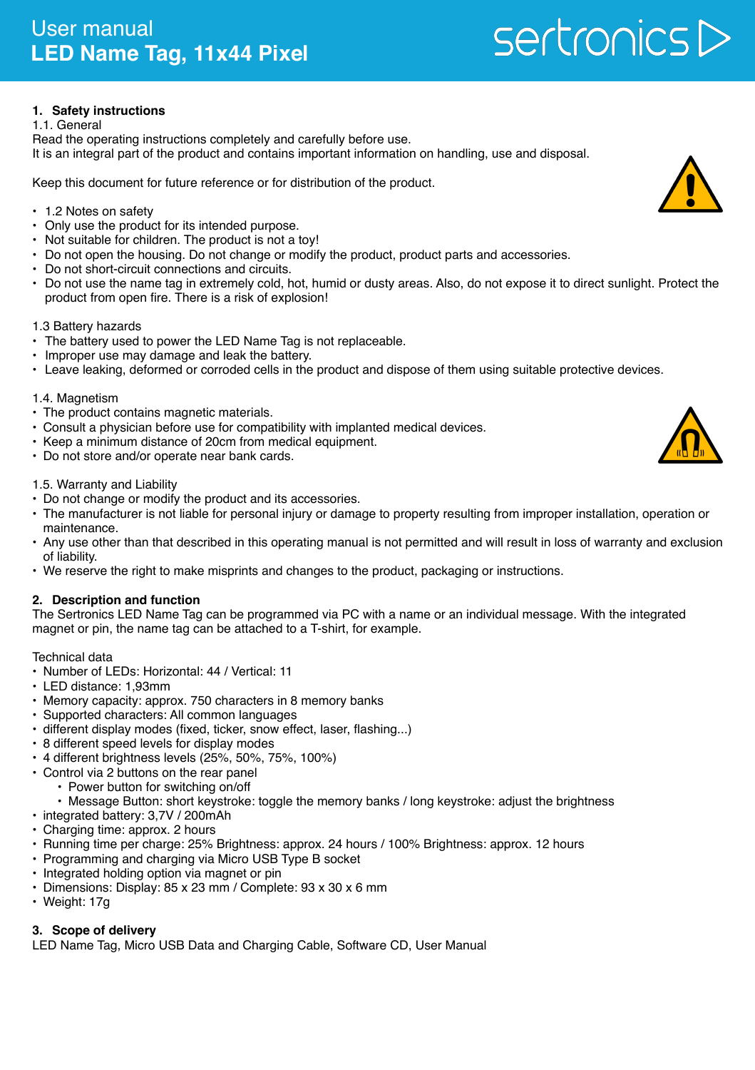# User manual
# LED Name Tag, 11x44 Pixel

sertronics

## 1. Safety instructions

1.1. General

Read the operating instructions completely and carefully before use.
It is an integral part of the product and contains important information on handling, use and disposal.

Keep this document for future reference or for distribution of the product.

- 1.2 Notes on safety
- Only use the product for its intended purpose.
- Not suitable for children. The product is not a toy!
- Do not open the housing. Do not change or modify the product, product parts and accessories.
- Do not short-circuit connections and circuits.
- Do not use the name tag in extremely cold, hot, humid or dusty areas. Also, do not expose it to direct sunlight. Protect the product from open fire. There is a risk of explosion!

1.3 Battery hazards

- The battery used to power the LED Name Tag is not replaceable.
- Improper use may damage and leak the battery.
- Leave leaking, deformed or corroded cells in the product and dispose of them using suitable protective devices.

1.4. Magnetism

- The product contains magnetic materials.
- Consult a physician before use for compatibility with implanted medical devices.
- Keep a minimum distance of 20cm from medical equipment.
- Do not store and/or operate near bank cards.

1.5. Warranty and Liability

- Do not change or modify the product and its accessories.
- The manufacturer is not liable for personal injury or damage to property resulting from improper installation, operation or maintenance.
- Any use other than that described in this operating manual is not permitted and will result in loss of warranty and exclusion of liability.
- We reserve the right to make misprints and changes to the product, packaging or instructions.

## 2. Description and function

The Sertronics LED Name Tag can be programmed via PC with a name or an individual message. With the integrated magnet or pin, the name tag can be attached to a T-shirt, for example.

Technical data

- Number of LEDs: Horizontal: 44 / Vertical: 11
- LED distance: 1,93mm
- Memory capacity: approx. 750 characters in 8 memory banks
- Supported characters: All common languages
- different display modes (fixed, ticker, snow effect, laser, flashing...)
- 8 different speed levels for display modes
- 4 different brightness levels (25%, 50%, 75%, 100%)
- Control via 2 buttons on the rear panel
  - Power button for switching on/off
  - Message Button: short keystroke: toggle the memory banks / long keystroke: adjust the brightness
- integrated battery: 3,7V / 200mAh
- Charging time: approx. 2 hours
- Running time per charge: 25% Brightness: approx. 24 hours / 100% Brightness: approx. 12 hours
- Programming and charging via Micro USB Type B socket
- Integrated holding option via magnet or pin
- Dimensions: Display: 85 x 23 mm / Complete: 93 x 30 x 6 mm
- Weight: 17g

## 3. Scope of delivery

LED Name Tag, Micro USB Data and Charging Cable, Software CD, User Manual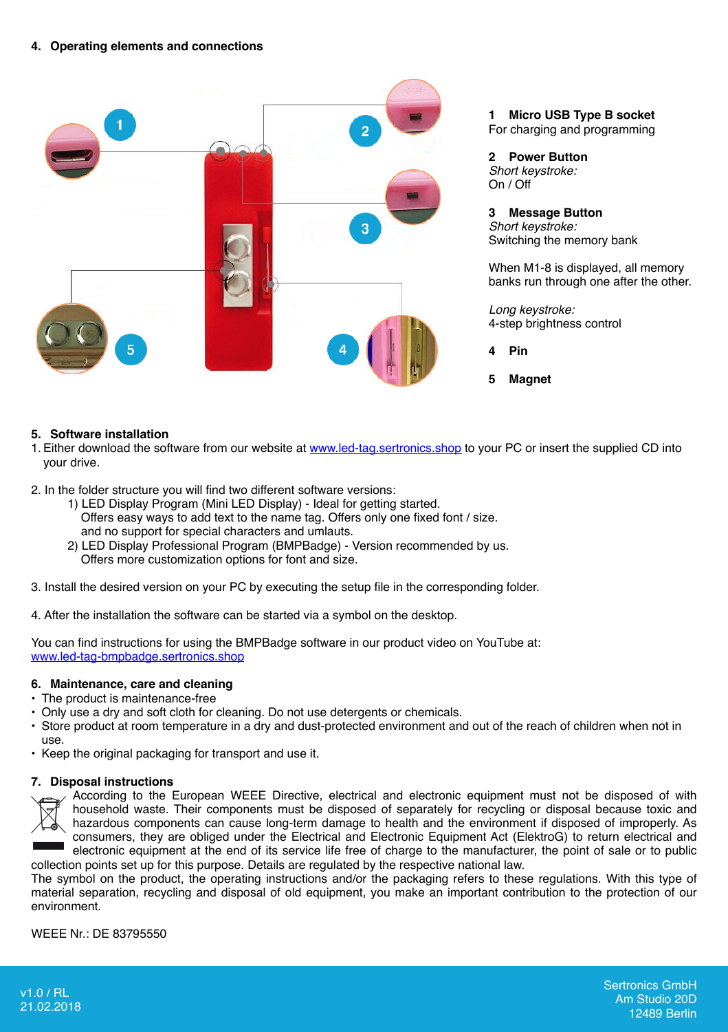## 4. Operating elements and connections

1 **Micro USB Type B socket**
For charging and programming

2 **Power Button**
*Short keystroke:*
On / Off

3 **Message Button**
*Short keystroke:*
Switching the memory bank

When M1-8 is displayed, all memory banks run through one after the other.

*Long keystroke:*
4-step brightness control

4 **Pin**

5 **Magnet**

## 5. Software installation

1. Either download the software from our website at www.led-tag.sertronics.shop to your PC or insert the supplied CD into your drive.

2. In the folder structure you will find two different software versions:
   1) LED Display Program (Mini LED Display) - Ideal for getting started.
      Offers easy ways to add text to the name tag. Offers only one fixed font / size.
      and no support for special characters and umlauts.
   2) LED Display Professional Program (BMPBadge) - Version recommended by us.
      Offers more customization options for font and size.

3. Install the desired version on your PC by executing the setup file in the corresponding folder.

4. After the installation the software can be started via a symbol on the desktop.

You can find instructions for using the BMPBadge software in our product video on YouTube at:
www.led-tag-bmpbadge.sertronics.shop

## 6. Maintenance, care and cleaning

- The product is maintenance-free
- Only use a dry and soft cloth for cleaning. Do not use detergents or chemicals.
- Store product at room temperature in a dry and dust-protected environment and out of the reach of children when not in use.
- Keep the original packaging for transport and use it.

## 7. Disposal instructions

According to the European WEEE Directive, electrical and electronic equipment must not be disposed of with household waste. Their components must be disposed of separately for recycling or disposal because toxic and hazardous components can cause long-term damage to health and the environment if disposed of improperly. As consumers, they are obliged under the Electrical and Electronic Equipment Act (ElektroG) to return electrical and electronic equipment at the end of its service life free of charge to the manufacturer, the point of sale or to public collection points set up for this purpose. Details are regulated by the respective national law.
The symbol on the product, the operating instructions and/or the packaging refers to these regulations. With this type of material separation, recycling and disposal of old equipment, you make an important contribution to the protection of our environment.

WEEE Nr.: DE 83795550

v1.0 / RL
21.02.2018

Sertronics GmbH
Am Studio 20D
12489 Berlin